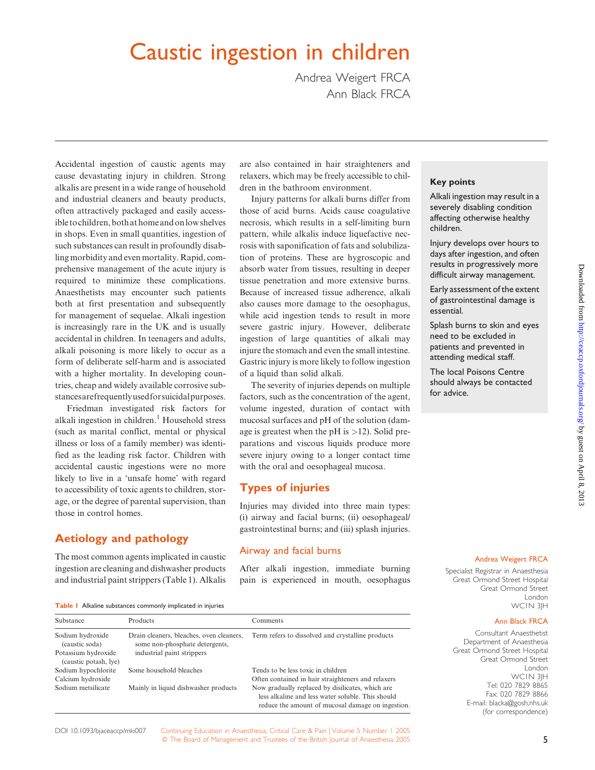# Caustic ingestion in children

Andrea Weigert FRCA
Ann Black FRCA

**Key points**

Alkali ingestion may result in a severely disabling condition affecting otherwise healthy children.

Injury develops over hours to days after ingestion, and often results in progressively more difficult airway management.

Early assessment of the extent of gastrointestinal damage is essential.

Splash burns to skin and eyes need to be excluded in patients and prevented in attending medical staff.

The local Poisons Centre should always be contacted for advice.

Accidental ingestion of caustic agents may cause devastating injury in children. Strong alkalis are present in a wide range of household and industrial cleaners and beauty products, often attractively packaged and easily accessible to children, both at home and on low shelves in shops. Even in small quantities, ingestion of such substances can result in profoundly disabling morbidity and even mortality. Rapid, comprehensive management of the acute injury is required to minimize these complications. Anaesthetists may encounter such patients both at first presentation and subsequently for management of sequelae. Alkali ingestion is increasingly rare in the UK and is usually accidental in children. In teenagers and adults, alkali poisoning is more likely to occur as a form of deliberate self-harm and is associated with a higher mortality. In developing countries, cheap and widely available corrosive substances are frequently used for suicidal purposes.

Friedman investigated risk factors for alkali ingestion in children.[1] Household stress (such as marital conflict, mental or physical illness or loss of a family member) was identified as the leading risk factor. Children with accidental caustic ingestions were no more likely to live in a 'unsafe home' with regard to accessibility of toxic agents to children, storage, or the degree of parental supervision, than those in control homes.

## Aetiology and pathology

The most common agents implicated in caustic ingestion are cleaning and dishwasher products and industrial paint strippers (Table 1). Alkalis are also contained in hair straighteners and relaxers, which may be freely accessible to children in the bathroom environment.

Injury patterns for alkali burns differ from those of acid burns. Acids cause coagulative necrosis, which results in a self-limiting burn pattern, while alkalis induce liquefactive necrosis with saponification of fats and solubilization of proteins. These are hygroscopic and absorb water from tissues, resulting in deeper tissue penetration and more extensive burns. Because of increased tissue adherence, alkali also causes more damage to the oesophagus, while acid ingestion tends to result in more severe gastric injury. However, deliberate ingestion of large quantities of alkali may injure the stomach and even the small intestine. Gastric injury is more likely to follow ingestion of a liquid than solid alkali.

The severity of injuries depends on multiple factors, such as the concentration of the agent, volume ingested, duration of contact with mucosal surfaces and pH of the solution (damage is greatest when the pH is >12). Solid preparations and viscous liquids produce more severe injury owing to a longer contact time with the oral and oesophageal mucosa.

## Types of injuries

Injuries may divided into three main types: (i) airway and facial burns; (ii) oesophageal/gastrointestinal burns; and (iii) splash injuries.

### Airway and facial burns

After alkali ingestion, immediate burning pain is experienced in mouth, oesophagus

**Table 1** Alkaline substances commonly implicated in injuries

| Substance | Products | Comments |
|---|---|---|
| Sodium hydroxide (caustic soda)<br>Potassium hydroxide (caustic potash, lye) | Drain cleaners, bleaches, oven cleaners, some non-phosphate detergents, industrial paint strippers | Term refers to dissolved and crystalline products |
| Sodium hypochlorite | Some household bleaches | Tends to be less toxic in children |
| Calcium hydroxide | | Often contained in hair straighteners and relaxers |
| Sodium metsilicate | Mainly in liquid dishwasher products | Now gradually replaced by disilicates, which are less alkaline and less water soluble. This should reduce the amount of mucosal damage on ingestion. |

**Andrea Weigert FRCA**
Specialist Registrar in Anaesthesia
Great Ormond Street Hospital
Great Ormond Street
London
WC1N 3JH

**Ann Black FRCA**
Consultant Anaesthetist
Department of Anaesthesia
Great Ormond Street Hospital
Great Ormond Street
London
WC1N 3JH
Tel: 020 7829 8865
Fax: 020 7829 8866
E-mail: blacka@gosh.nhs.uk
(for correspondence)

DOI 10.1093/bjaceaccp/mki007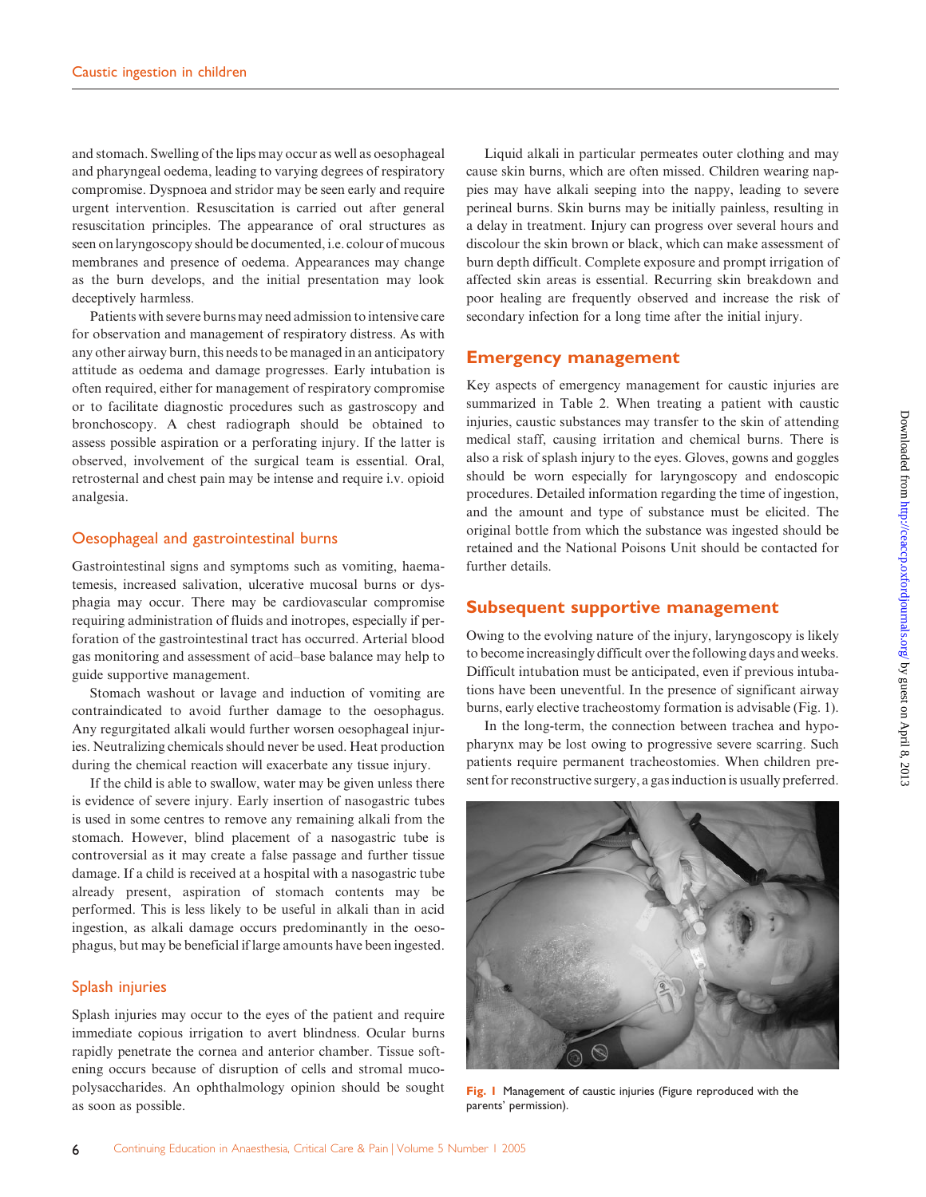and stomach. Swelling of the lips may occur as well as oesophageal and pharyngeal oedema, leading to varying degrees of respiratory compromise. Dyspnoea and stridor may be seen early and require urgent intervention. Resuscitation is carried out after general resuscitation principles. The appearance of oral structures as seen on laryngoscopy should be documented, i.e. colour of mucous membranes and presence of oedema. Appearances may change as the burn develops, and the initial presentation may look deceptively harmless.

Patients with severe burns may need admission to intensive care for observation and management of respiratory distress. As with any other airway burn, this needs to be managed in an anticipatory attitude as oedema and damage progresses. Early intubation is often required, either for management of respiratory compromise or to facilitate diagnostic procedures such as gastroscopy and bronchoscopy. A chest radiograph should be obtained to assess possible aspiration or a perforating injury. If the latter is observed, involvement of the surgical team is essential. Oral, retrosternal and chest pain may be intense and require i.v. opioid analgesia.

### Oesophageal and gastrointestinal burns

Gastrointestinal signs and symptoms such as vomiting, haematemesis, increased salivation, ulcerative mucosal burns or dysphagia may occur. There may be cardiovascular compromise requiring administration of fluids and inotropes, especially if perforation of the gastrointestinal tract has occurred. Arterial blood gas monitoring and assessment of acid–base balance may help to guide supportive management.

Stomach washout or lavage and induction of vomiting are contraindicated to avoid further damage to the oesophagus. Any regurgitated alkali would further worsen oesophageal injuries. Neutralizing chemicals should never be used. Heat production during the chemical reaction will exacerbate any tissue injury.

If the child is able to swallow, water may be given unless there is evidence of severe injury. Early insertion of nasogastric tubes is used in some centres to remove any remaining alkali from the stomach. However, blind placement of a nasogastric tube is controversial as it may create a false passage and further tissue damage. If a child is received at a hospital with a nasogastric tube already present, aspiration of stomach contents may be performed. This is less likely to be useful in alkali than in acid ingestion, as alkali damage occurs predominantly in the oesophagus, but may be beneficial if large amounts have been ingested.

### Splash injuries

Splash injuries may occur to the eyes of the patient and require immediate copious irrigation to avert blindness. Ocular burns rapidly penetrate the cornea and anterior chamber. Tissue softening occurs because of disruption of cells and stromal mucopolysaccharides. An ophthalmology opinion should be sought as soon as possible.

Liquid alkali in particular permeates outer clothing and may cause skin burns, which are often missed. Children wearing nappies may have alkali seeping into the nappy, leading to severe perineal burns. Skin burns may be initially painless, resulting in a delay in treatment. Injury can progress over several hours and discolour the skin brown or black, which can make assessment of burn depth difficult. Complete exposure and prompt irrigation of affected skin areas is essential. Recurring skin breakdown and poor healing are frequently observed and increase the risk of secondary infection for a long time after the initial injury.

## Emergency management

Key aspects of emergency management for caustic injuries are summarized in Table 2. When treating a patient with caustic injuries, caustic substances may transfer to the skin of attending medical staff, causing irritation and chemical burns. There is also a risk of splash injury to the eyes. Gloves, gowns and goggles should be worn especially for laryngoscopy and endoscopic procedures. Detailed information regarding the time of ingestion, and the amount and type of substance must be elicited. The original bottle from which the substance was ingested should be retained and the National Poisons Unit should be contacted for further details.

## Subsequent supportive management

Owing to the evolving nature of the injury, laryngoscopy is likely to become increasingly difficult over the following days and weeks. Difficult intubation must be anticipated, even if previous intubations have been uneventful. In the presence of significant airway burns, early elective tracheostomy formation is advisable (Fig. 1).

In the long-term, the connection between trachea and hypopharynx may be lost owing to progressive severe scarring. Such patients require permanent tracheostomies. When children present for reconstructive surgery, a gas induction is usually preferred.

**Fig. 1** Management of caustic injuries (Figure reproduced with the parents' permission).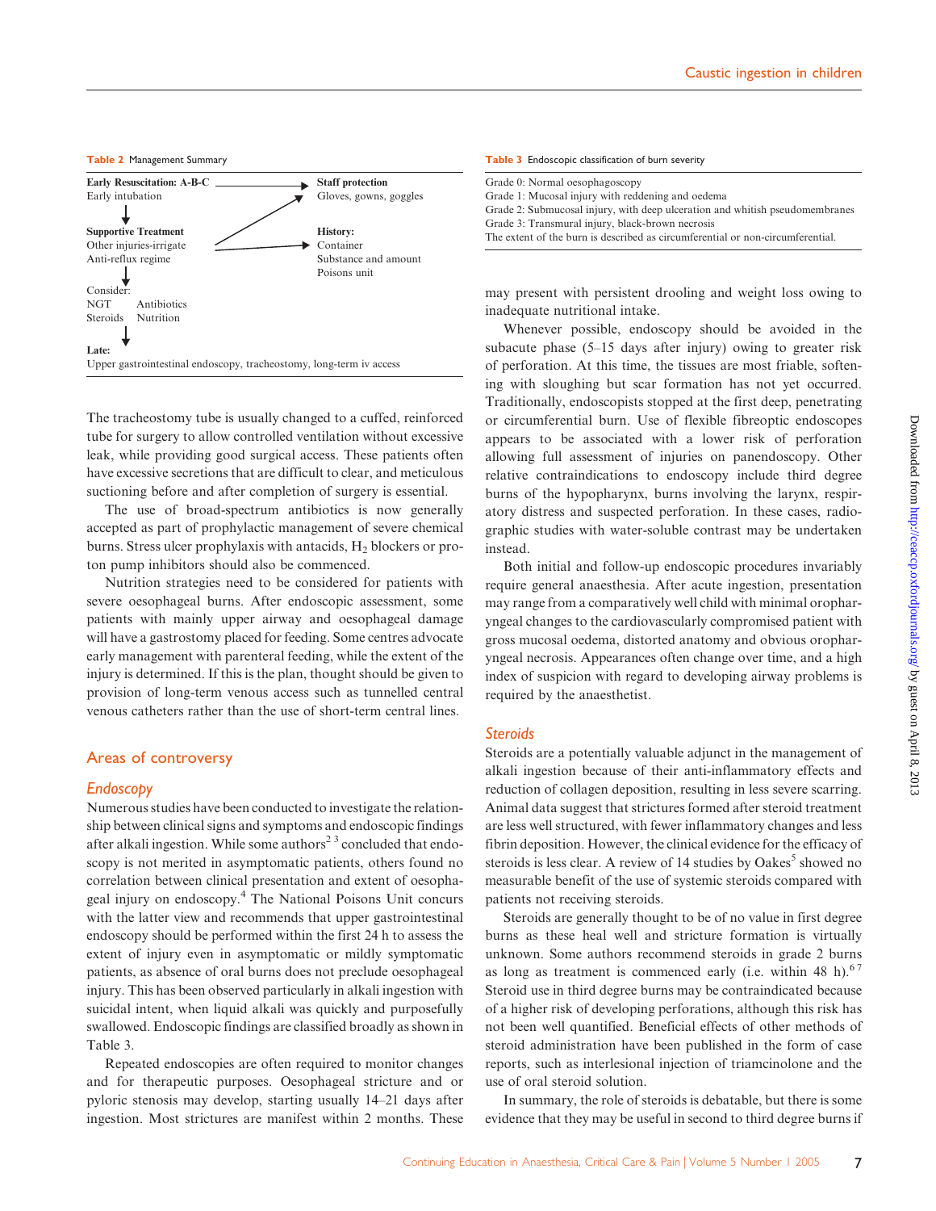**Table 2** Management Summary

**Early Resuscitation: A-B-C**
Early intubation

**Staff protection**
Gloves, gowns, goggles

**Supportive Treatment**
Other injuries-irrigate
Anti-reflux regime

**History:**
Container
Substance and amount
Poisons unit

Consider:
NGT Antibiotics
Steroids Nutrition

**Late:**
Upper gastrointestinal endoscopy, tracheostomy, long-term iv access

The tracheostomy tube is usually changed to a cuffed, reinforced tube for surgery to allow controlled ventilation without excessive leak, while providing good surgical access. These patients often have excessive secretions that are difficult to clear, and meticulous suctioning before and after completion of surgery is essential.

The use of broad-spectrum antibiotics is now generally accepted as part of prophylactic management of severe chemical burns. Stress ulcer prophylaxis with antacids, $H_2$ blockers or proton pump inhibitors should also be commenced.

Nutrition strategies need to be considered for patients with severe oesophageal burns. After endoscopic assessment, some patients with mainly upper airway and oesophageal damage will have a gastrostomy placed for feeding. Some centres advocate early management with parenteral feeding, while the extent of the injury is determined. If this is the plan, thought should be given to provision of long-term venous access such as tunnelled central venous catheters rather than the use of short-term central lines.

## Areas of controversy

### *Endoscopy*

Numerous studies have been conducted to investigate the relationship between clinical signs and symptoms and endoscopic findings after alkali ingestion. While some authors[2 3] concluded that endoscopy is not merited in asymptomatic patients, others found no correlation between clinical presentation and extent of oesophageal injury on endoscopy.[4] The National Poisons Unit concurs with the latter view and recommends that upper gastrointestinal endoscopy should be performed within the first 24 h to assess the extent of injury even in asymptomatic or mildly symptomatic patients, as absence of oral burns does not preclude oesophageal injury. This has been observed particularly in alkali ingestion with suicidal intent, when liquid alkali was quickly and purposefully swallowed. Endoscopic findings are classified broadly as shown in Table 3.

Repeated endoscopies are often required to monitor changes and for therapeutic purposes. Oesophageal stricture and or pyloric stenosis may develop, starting usually 14–21 days after ingestion. Most strictures are manifest within 2 months. These may present with persistent drooling and weight loss owing to inadequate nutritional intake.

**Table 3** Endoscopic classification of burn severity

| |
|---|
| Grade 0: Normal oesophagoscopy |
| Grade 1: Mucosal injury with reddening and oedema |
| Grade 2: Submucosal injury, with deep ulceration and whitish pseudomembranes |
| Grade 3: Transmural injury, black-brown necrosis |
| The extent of the burn is described as circumferential or non-circumferential. |

Whenever possible, endoscopy should be avoided in the subacute phase (5–15 days after injury) owing to greater risk of perforation. At this time, the tissues are most friable, softening with sloughing but scar formation has not yet occurred. Traditionally, endoscopists stopped at the first deep, penetrating or circumferential burn. Use of flexible fibreoptic endoscopes appears to be associated with a lower risk of perforation allowing full assessment of injuries on panendoscopy. Other relative contraindications to endoscopy include third degree burns of the hypopharynx, burns involving the larynx, respiratory distress and suspected perforation. In these cases, radiographic studies with water-soluble contrast may be undertaken instead.

Both initial and follow-up endoscopic procedures invariably require general anaesthesia. After acute ingestion, presentation may range from a comparatively well child with minimal oropharyngeal changes to the cardiovascularly compromised patient with gross mucosal oedema, distorted anatomy and obvious oropharyngeal necrosis. Appearances often change over time, and a high index of suspicion with regard to developing airway problems is required by the anaesthetist.

### *Steroids*

Steroids are a potentially valuable adjunct in the management of alkali ingestion because of their anti-inflammatory effects and reduction of collagen deposition, resulting in less severe scarring. Animal data suggest that strictures formed after steroid treatment are less well structured, with fewer inflammatory changes and less fibrin deposition. However, the clinical evidence for the efficacy of steroids is less clear. A review of 14 studies by Oakes[5] showed no measurable benefit of the use of systemic steroids compared with patients not receiving steroids.

Steroids are generally thought to be of no value in first degree burns as these heal well and stricture formation is virtually unknown. Some authors recommend steroids in grade 2 burns as long as treatment is commenced early (i.e. within 48 h).[6 7] Steroid use in third degree burns may be contraindicated because of a higher risk of developing perforations, although this risk has not been well quantified. Beneficial effects of other methods of steroid administration have been published in the form of case reports, such as interlesional injection of triamcinolone and the use of oral steroid solution.

In summary, the role of steroids is debatable, but there is some evidence that they may be useful in second to third degree burns if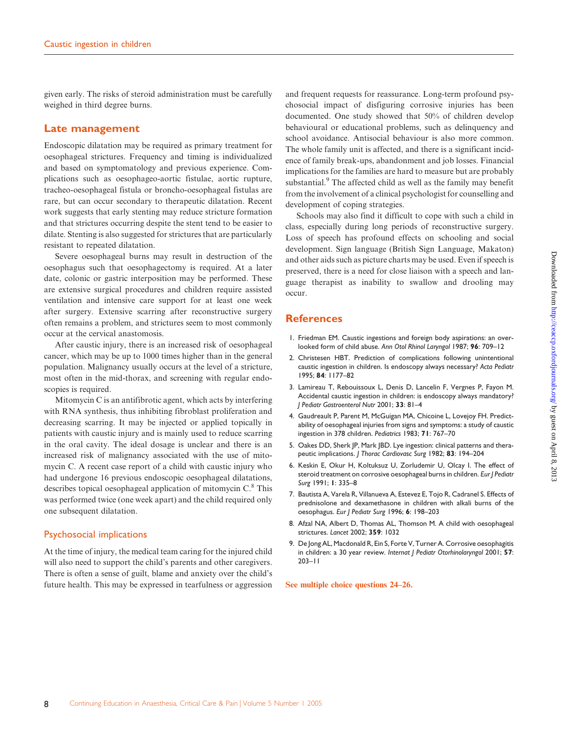given early. The risks of steroid administration must be carefully weighed in third degree burns.

## Late management

Endoscopic dilatation may be required as primary treatment for oesophageal strictures. Frequency and timing is individualized and based on symptomatology and previous experience. Complications such as oesophageo-aortic fistulae, aortic rupture, tracheo-oesophageal fistula or broncho-oesophageal fistulas are rare, but can occur secondary to therapeutic dilatation. Recent work suggests that early stenting may reduce stricture formation and that strictures occurring despite the stent tend to be easier to dilate. Stenting is also suggested for strictures that are particularly resistant to repeated dilatation.

Severe oesophageal burns may result in destruction of the oesophagus such that oesophagectomy is required. At a later date, colonic or gastric interposition may be performed. These are extensive surgical procedures and children require assisted ventilation and intensive care support for at least one week after surgery. Extensive scarring after reconstructive surgery often remains a problem, and strictures seem to most commonly occur at the cervical anastomosis.

After caustic injury, there is an increased risk of oesophageal cancer, which may be up to 1000 times higher than in the general population. Malignancy usually occurs at the level of a stricture, most often in the mid-thorax, and screening with regular endoscopies is required.

Mitomycin C is an antifibrotic agent, which acts by interfering with RNA synthesis, thus inhibiting fibroblast proliferation and decreasing scarring. It may be injected or applied topically in patients with caustic injury and is mainly used to reduce scarring in the oral cavity. The ideal dosage is unclear and there is an increased risk of malignancy associated with the use of mitomycin C. A recent case report of a child with caustic injury who had undergone 16 previous endoscopic oesophageal dilatations, describes topical oesophageal application of mitomycin C.[8] This was performed twice (one week apart) and the child required only one subsequent dilatation.

### Psychosocial implications

At the time of injury, the medical team caring for the injured child will also need to support the child's parents and other caregivers. There is often a sense of guilt, blame and anxiety over the child's future health. This may be expressed in tearfulness or aggression and frequent requests for reassurance. Long-term profound psychosocial impact of disfiguring corrosive injuries has been documented. One study showed that 50% of children develop behavioural or educational problems, such as delinquency and school avoidance. Antisocial behaviour is also more common. The whole family unit is affected, and there is a significant incidence of family break-ups, abandonment and job losses. Financial implications for the families are hard to measure but are probably substantial.[9] The affected child as well as the family may benefit from the involvement of a clinical psychologist for counselling and development of coping strategies.

Schools may also find it difficult to cope with such a child in class, especially during long periods of reconstructive surgery. Loss of speech has profound effects on schooling and social development. Sign language (British Sign Language, Makaton) and other aids such as picture charts may be used. Even if speech is preserved, there is a need for close liaison with a speech and language therapist as inability to swallow and drooling may occur.

## References

1. Friedman EM. Caustic ingestions and foreign body aspirations: an overlooked form of child abuse. *Ann Otol Rhinol Laryngol* 1987; **96**: 709–12
2. Christesen HBT. Prediction of complications following unintentional caustic ingestion in children. Is endoscopy always necessary? *Acta Pediatr* 1995; **84**: 1177–82
3. Lamireau T, Rebouissoux L, Denis D, Lancelin F, Vergnes P, Fayon M. Accidental caustic ingestion in children: is endoscopy always mandatory? *J Pediatr Gastroenterol Nutr* 2001; **33**: 81–4
4. Gaudreault P, Parent M, McGuigan MA, Chicoine L, Lovejoy FH. Predictability of oesophageal injuries from signs and symptoms: a study of caustic ingestion in 378 children. *Pediatrics* 1983; **71**: 767–70
5. Oakes DD, Sherk JP, Mark JBD. Lye ingestion: clinical patterns and therapeutic implications. *J Thorac Cardiovasc Surg* 1982; **83**: 194–204
6. Keskin E, Okur H, Koltuksuz U, Zorludemir U, Olcay I. The effect of steroid treatment on corrosive oesophageal burns in children. *Eur J Pediatr Surg* 1991; **1**: 335–8
7. Bautista A, Varela R, Villanueva A, Estevez E, Tojo R, Cadranel S. Effects of prednisolone and dexamethasone in children with alkali burns of the oesophagus. *Eur J Pediatr Surg* 1996; **6**: 198–203
8. Afzal NA, Albert D, Thomas AL, Thomson M. A child with oesophageal strictures. *Lancet* 2002; **359**: 1032
9. De Jong AL, Macdonald R, Ein S, Forte V, Turner A. Corrosive oesophagitis in children: a 30 year review. *Internat J Pediatr Otorhinolaryngol* 2001; **57**: 203–11

**See multiple choice questions 24–26.**